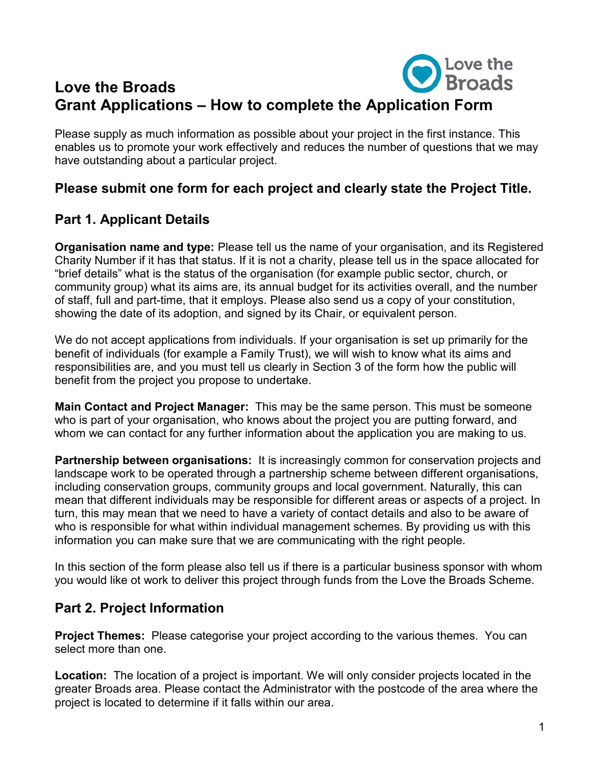# Love the Broads
# Grant Applications – How to complete the Application Form

Please supply as much information as possible about your project in the first instance. This enables us to promote your work effectively and reduces the number of questions that we may have outstanding about a particular project.

### Please submit one form for each project and clearly state the Project Title.

## Part 1. Applicant Details

**Organisation name and type:** Please tell us the name of your organisation, and its Registered Charity Number if it has that status. If it is not a charity, please tell us in the space allocated for "brief details" what is the status of the organisation (for example public sector, church, or community group) what its aims are, its annual budget for its activities overall, and the number of staff, full and part-time, that it employs. Please also send us a copy of your constitution, showing the date of its adoption, and signed by its Chair, or equivalent person.

We do not accept applications from individuals. If your organisation is set up primarily for the benefit of individuals (for example a Family Trust), we will wish to know what its aims and responsibilities are, and you must tell us clearly in Section 3 of the form how the public will benefit from the project you propose to undertake.

**Main Contact and Project Manager:** This may be the same person. This must be someone who is part of your organisation, who knows about the project you are putting forward, and whom we can contact for any further information about the application you are making to us.

**Partnership between organisations:** It is increasingly common for conservation projects and landscape work to be operated through a partnership scheme between different organisations, including conservation groups, community groups and local government. Naturally, this can mean that different individuals may be responsible for different areas or aspects of a project. In turn, this may mean that we need to have a variety of contact details and also to be aware of who is responsible for what within individual management schemes. By providing us with this information you can make sure that we are communicating with the right people.

In this section of the form please also tell us if there is a particular business sponsor with whom you would like ot work to deliver this project through funds from the Love the Broads Scheme.

## Part 2. Project Information

**Project Themes:** Please categorise your project according to the various themes. You can select more than one.

**Location:** The location of a project is important. We will only consider projects located in the greater Broads area. Please contact the Administrator with the postcode of the area where the project is located to determine if it falls within our area.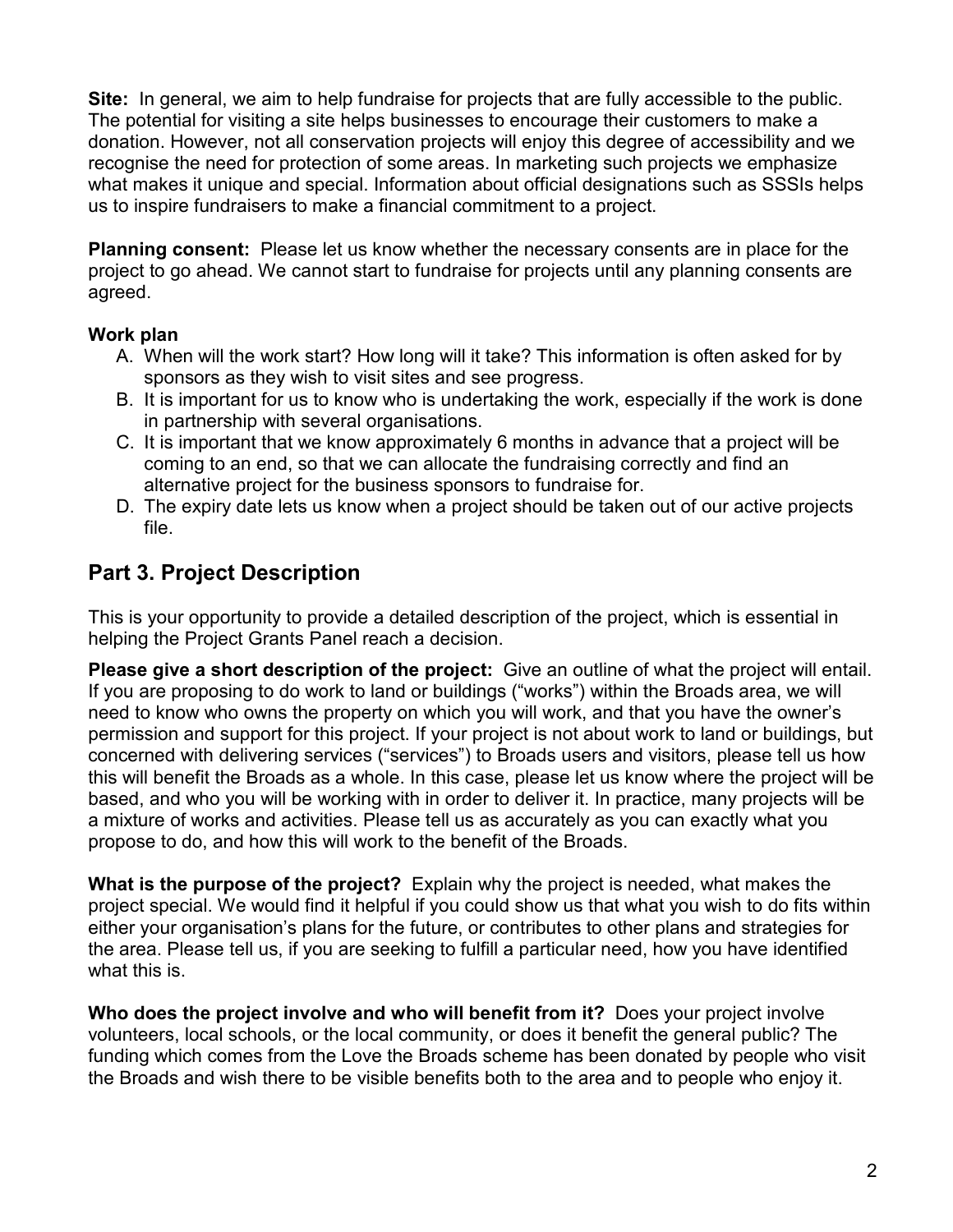**Site:** In general, we aim to help fundraise for projects that are fully accessible to the public. The potential for visiting a site helps businesses to encourage their customers to make a donation. However, not all conservation projects will enjoy this degree of accessibility and we recognise the need for protection of some areas. In marketing such projects we emphasize what makes it unique and special. Information about official designations such as SSSIs helps us to inspire fundraisers to make a financial commitment to a project.

**Planning consent:** Please let us know whether the necessary consents are in place for the project to go ahead. We cannot start to fundraise for projects until any planning consents are agreed.

**Work plan**

A. When will the work start? How long will it take? This information is often asked for by sponsors as they wish to visit sites and see progress.
B. It is important for us to know who is undertaking the work, especially if the work is done in partnership with several organisations.
C. It is important that we know approximately 6 months in advance that a project will be coming to an end, so that we can allocate the fundraising correctly and find an alternative project for the business sponsors to fundraise for.
D. The expiry date lets us know when a project should be taken out of our active projects file.

## Part 3. Project Description

This is your opportunity to provide a detailed description of the project, which is essential in helping the Project Grants Panel reach a decision.

**Please give a short description of the project:** Give an outline of what the project will entail. If you are proposing to do work to land or buildings ("works") within the Broads area, we will need to know who owns the property on which you will work, and that you have the owner's permission and support for this project. If your project is not about work to land or buildings, but concerned with delivering services ("services") to Broads users and visitors, please tell us how this will benefit the Broads as a whole. In this case, please let us know where the project will be based, and who you will be working with in order to deliver it. In practice, many projects will be a mixture of works and activities. Please tell us as accurately as you can exactly what you propose to do, and how this will work to the benefit of the Broads.

**What is the purpose of the project?** Explain why the project is needed, what makes the project special. We would find it helpful if you could show us that what you wish to do fits within either your organisation's plans for the future, or contributes to other plans and strategies for the area. Please tell us, if you are seeking to fulfill a particular need, how you have identified what this is.

**Who does the project involve and who will benefit from it?** Does your project involve volunteers, local schools, or the local community, or does it benefit the general public? The funding which comes from the Love the Broads scheme has been donated by people who visit the Broads and wish there to be visible benefits both to the area and to people who enjoy it.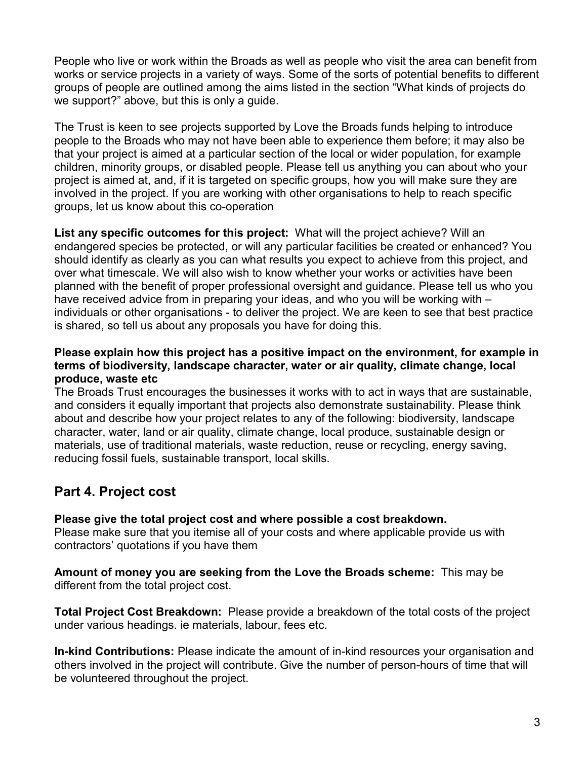People who live or work within the Broads as well as people who visit the area can benefit from works or service projects in a variety of ways. Some of the sorts of potential benefits to different groups of people are outlined among the aims listed in the section "What kinds of projects do we support?" above, but this is only a guide.

The Trust is keen to see projects supported by Love the Broads funds helping to introduce people to the Broads who may not have been able to experience them before; it may also be that your project is aimed at a particular section of the local or wider population, for example children, minority groups, or disabled people. Please tell us anything you can about who your project is aimed at, and, if it is targeted on specific groups, how you will make sure they are involved in the project. If you are working with other organisations to help to reach specific groups, let us know about this co-operation

**List any specific outcomes for this project:** What will the project achieve? Will an endangered species be protected, or will any particular facilities be created or enhanced? You should identify as clearly as you can what results you expect to achieve from this project, and over what timescale. We will also wish to know whether your works or activities have been planned with the benefit of proper professional oversight and guidance. Please tell us who you have received advice from in preparing your ideas, and who you will be working with – individuals or other organisations - to deliver the project. We are keen to see that best practice is shared, so tell us about any proposals you have for doing this.

**Please explain how this project has a positive impact on the environment, for example in terms of biodiversity, landscape character, water or air quality, climate change, local produce, waste etc**

The Broads Trust encourages the businesses it works with to act in ways that are sustainable, and considers it equally important that projects also demonstrate sustainability. Please think about and describe how your project relates to any of the following: biodiversity, landscape character, water, land or air quality, climate change, local produce, sustainable design or materials, use of traditional materials, waste reduction, reuse or recycling, energy saving, reducing fossil fuels, sustainable transport, local skills.

## Part 4. Project cost

**Please give the total project cost and where possible a cost breakdown.**

Please make sure that you itemise all of your costs and where applicable provide us with contractors' quotations if you have them

**Amount of money you are seeking from the Love the Broads scheme:** This may be different from the total project cost.

**Total Project Cost Breakdown:** Please provide a breakdown of the total costs of the project under various headings. ie materials, labour, fees etc.

**In-kind Contributions:** Please indicate the amount of in-kind resources your organisation and others involved in the project will contribute. Give the number of person-hours of time that will be volunteered throughout the project.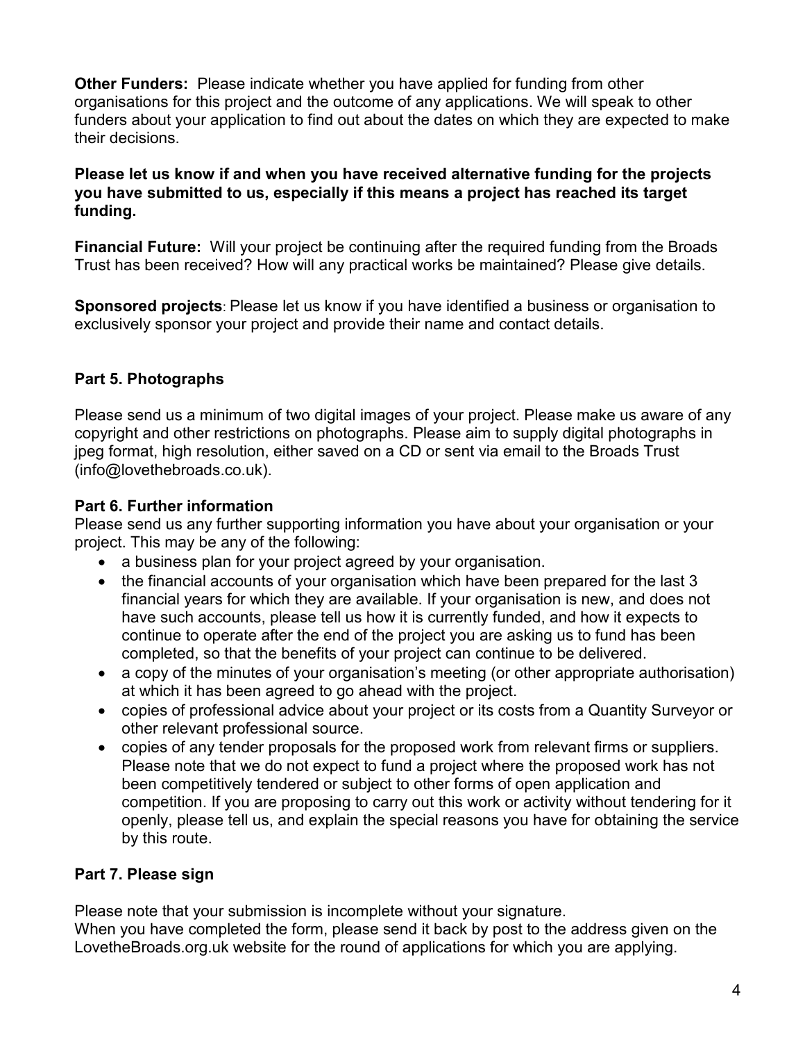**Other Funders:** Please indicate whether you have applied for funding from other organisations for this project and the outcome of any applications. We will speak to other funders about your application to find out about the dates on which they are expected to make their decisions.

**Please let us know if and when you have received alternative funding for the projects you have submitted to us, especially if this means a project has reached its target funding.**

**Financial Future:** Will your project be continuing after the required funding from the Broads Trust has been received? How will any practical works be maintained? Please give details.

**Sponsored projects**: Please let us know if you have identified a business or organisation to exclusively sponsor your project and provide their name and contact details.

## Part 5. Photographs

Please send us a minimum of two digital images of your project. Please make us aware of any copyright and other restrictions on photographs. Please aim to supply digital photographs in jpeg format, high resolution, either saved on a CD or sent via email to the Broads Trust (info@lovethebroads.co.uk).

## Part 6. Further information

Please send us any further supporting information you have about your organisation or your project. This may be any of the following:

- a business plan for your project agreed by your organisation.
- the financial accounts of your organisation which have been prepared for the last 3 financial years for which they are available. If your organisation is new, and does not have such accounts, please tell us how it is currently funded, and how it expects to continue to operate after the end of the project you are asking us to fund has been completed, so that the benefits of your project can continue to be delivered.
- a copy of the minutes of your organisation's meeting (or other appropriate authorisation) at which it has been agreed to go ahead with the project.
- copies of professional advice about your project or its costs from a Quantity Surveyor or other relevant professional source.
- copies of any tender proposals for the proposed work from relevant firms or suppliers. Please note that we do not expect to fund a project where the proposed work has not been competitively tendered or subject to other forms of open application and competition. If you are proposing to carry out this work or activity without tendering for it openly, please tell us, and explain the special reasons you have for obtaining the service by this route.

## Part 7. Please sign

Please note that your submission is incomplete without your signature.
When you have completed the form, please send it back by post to the address given on the LovetheBroads.org.uk website for the round of applications for which you are applying.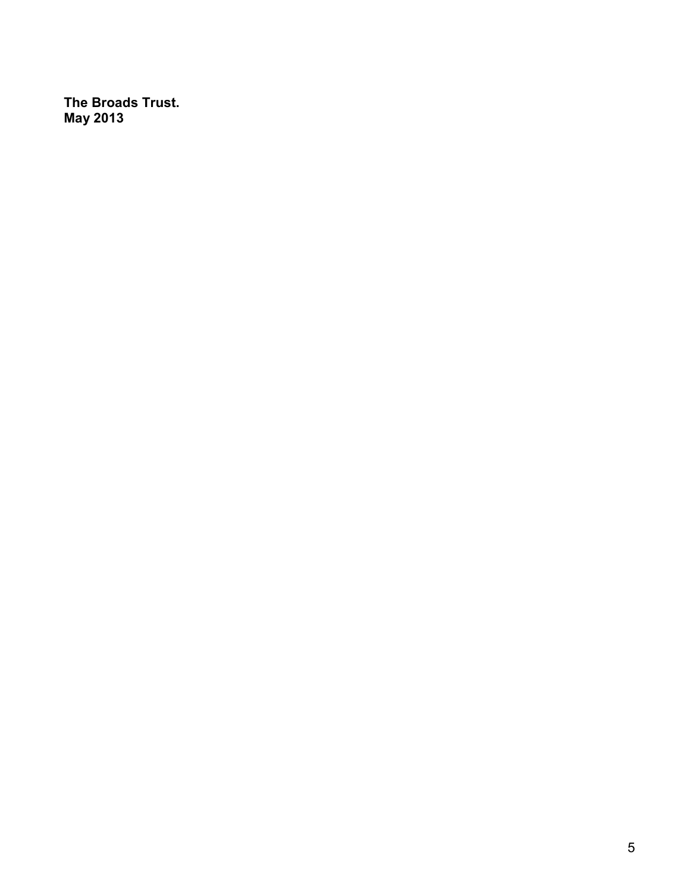**The Broads Trust.**
**May 2013**